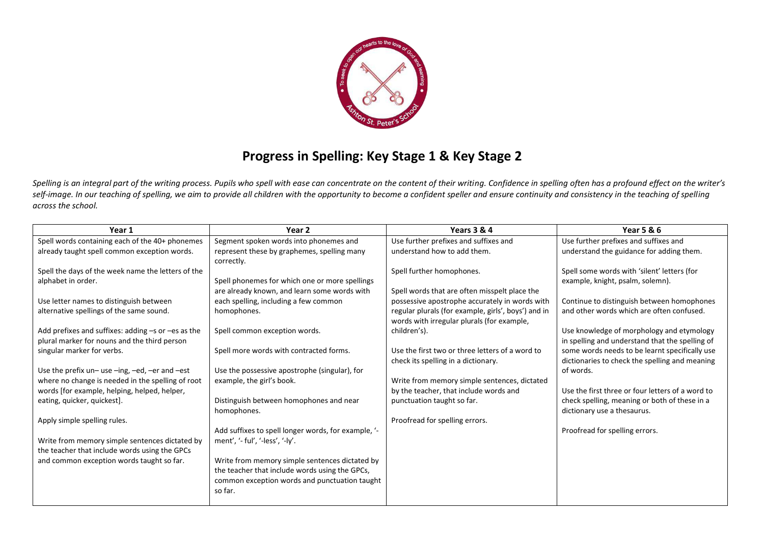# Progress in Spelling: Key Stage 1 & Key Stage 2

*Spelling is an integral part of the writing process. Pupils who spell with ease can concentrate on the content of their writing. Confidence in spelling often has a profound effect on the writer's self-image. In our teaching of spelling, we aim to provide all children with the opportunity to become a confident speller and ensure continuity and consistency in the teaching of spelling across the school.*

| Year 1 | Year 2 | Years 3 & 4 | Year 5 & 6 |
|---|---|---|---|
| Spell words containing each of the 40+ phonemes already taught spell common exception words.<br><br>Spell the days of the week name the letters of the alphabet in order.<br><br>Use letter names to distinguish between alternative spellings of the same sound.<br><br>Add prefixes and suffixes: adding –s or –es as the plural marker for nouns and the third person singular marker for verbs.<br><br>Use the prefix un– use –ing, –ed, –er and –est where no change is needed in the spelling of root words [for example, helping, helped, helper, eating, quicker, quickest].<br><br>Apply simple spelling rules.<br><br>Write from memory simple sentences dictated by the teacher that include words using the GPCs and common exception words taught so far. | Segment spoken words into phonemes and represent these by graphemes, spelling many correctly.<br><br>Spell phonemes for which one or more spellings are already known, and learn some words with each spelling, including a few common homophones.<br><br>Spell common exception words.<br><br>Spell more words with contracted forms.<br><br>Use the possessive apostrophe (singular), for example, the girl's book.<br><br>Distinguish between homophones and near homophones.<br><br>Add suffixes to spell longer words, for example, '-ment', '- ful', '-less', '-ly'.<br><br>Write from memory simple sentences dictated by the teacher that include words using the GPCs, common exception words and punctuation taught so far. | Use further prefixes and suffixes and understand how to add them.<br><br>Spell further homophones.<br><br>Spell words that are often misspelt place the possessive apostrophe accurately in words with regular plurals (for example, girls', boys') and in words with irregular plurals (for example, children's).<br><br>Use the first two or three letters of a word to check its spelling in a dictionary.<br><br>Write from memory simple sentences, dictated by the teacher, that include words and punctuation taught so far.<br><br>Proofread for spelling errors. | Use further prefixes and suffixes and understand the guidance for adding them.<br><br>Spell some words with 'silent' letters (for example, knight, psalm, solemn).<br><br>Continue to distinguish between homophones and other words which are often confused.<br><br>Use knowledge of morphology and etymology in spelling and understand that the spelling of some words needs to be learnt specifically use dictionaries to check the spelling and meaning of words.<br><br>Use the first three or four letters of a word to check spelling, meaning or both of these in a dictionary use a thesaurus.<br><br>Proofread for spelling errors. |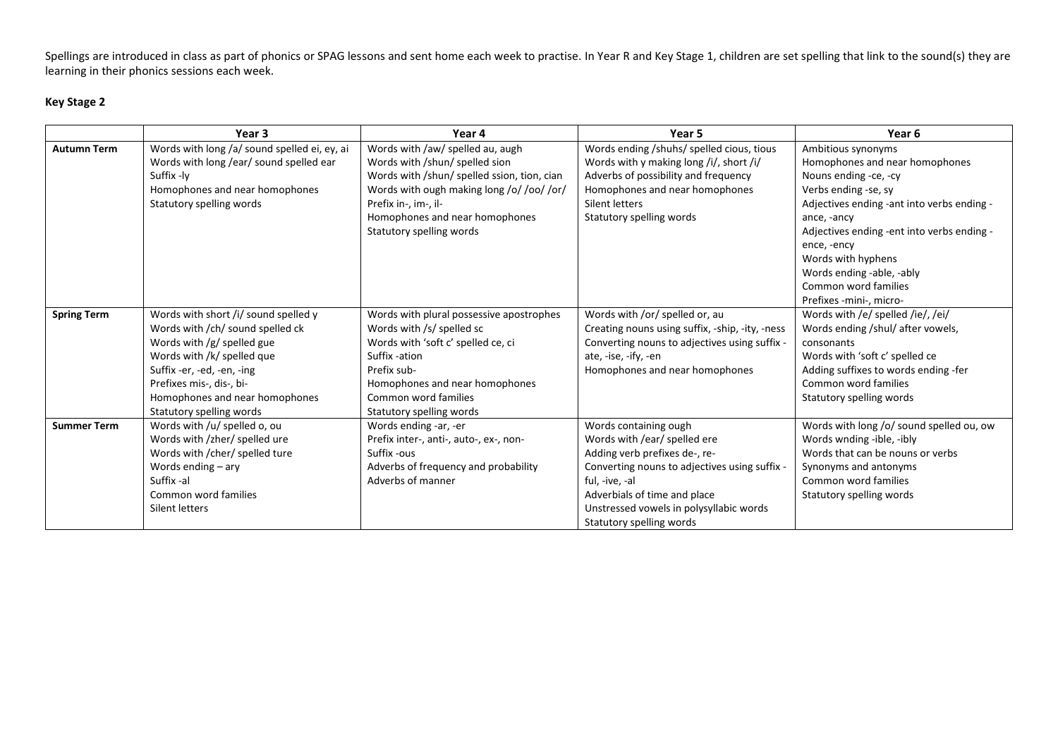Spellings are introduced in class as part of phonics or SPAG lessons and sent home each week to practise. In Year R and Key Stage 1, children are set spelling that link to the sound(s) they are learning in their phonics sessions each week.

**Key Stage 2**

| | Year 3 | Year 4 | Year 5 | Year 6 |
|---|---|---|---|---|
| **Autumn Term** | Words with long /a/ sound spelled ei, ey, ai<br>Words with long /ear/ sound spelled ear<br>Suffix -ly<br>Homophones and near homophones<br>Statutory spelling words | Words with /aw/ spelled au, augh<br>Words with /shun/ spelled sion<br>Words with /shun/ spelled ssion, tion, cian<br>Words with ough making long /o/ /oo/ /or/<br>Prefix in-, im-, il-<br>Homophones and near homophones<br>Statutory spelling words | Words ending /shuhs/ spelled cious, tious<br>Words with y making long /i/, short /i/<br>Adverbs of possibility and frequency<br>Homophones and near homophones<br>Silent letters<br>Statutory spelling words | Ambitious synonyms<br>Homophones and near homophones<br>Nouns ending -ce, -cy<br>Verbs ending -se, sy<br>Adjectives ending -ant into verbs ending -ance, -ancy<br>Adjectives ending -ent into verbs ending -ence, -ency<br>Words with hyphens<br>Words ending -able, -ably<br>Common word families<br>Prefixes -mini-, micro- |
| **Spring Term** | Words with short /i/ sound spelled y<br>Words with /ch/ sound spelled ck<br>Words with /g/ spelled gue<br>Words with /k/ spelled que<br>Suffix -er, -ed, -en, -ing<br>Prefixes mis-, dis-, bi-<br>Homophones and near homophones<br>Statutory spelling words | Words with plural possessive apostrophes<br>Words with /s/ spelled sc<br>Words with 'soft c' spelled ce, ci<br>Suffix -ation<br>Prefix sub-<br>Homophones and near homophones<br>Common word families<br>Statutory spelling words | Words with /or/ spelled or, au<br>Creating nouns using suffix, -ship, -ity, -ness<br>Converting nouns to adjectives using suffix -ate, -ise, -ify, -en<br>Homophones and near homophones | Words with /e/ spelled /ie/, /ei/<br>Words ending /shul/ after vowels, consonants<br>Words with 'soft c' spelled ce<br>Adding suffixes to words ending -fer<br>Common word families<br>Statutory spelling words |
| **Summer Term** | Words with /u/ spelled o, ou<br>Words with /zher/ spelled ure<br>Words with /cher/ spelled ture<br>Words ending – ary<br>Suffix -al<br>Common word families<br>Silent letters | Words ending -ar, -er<br>Prefix inter-, anti-, auto-, ex-, non-<br>Suffix -ous<br>Adverbs of frequency and probability<br>Adverbs of manner | Words containing ough<br>Words with /ear/ spelled ere<br>Adding verb prefixes de-, re-<br>Converting nouns to adjectives using suffix -ful, -ive, -al<br>Adverbials of time and place<br>Unstressed vowels in polysyllabic words<br>Statutory spelling words | Words with long /o/ sound spelled ou, ow<br>Words wnding -ible, -ibly<br>Words that can be nouns or verbs<br>Synonyms and antonyms<br>Common word families<br>Statutory spelling words |